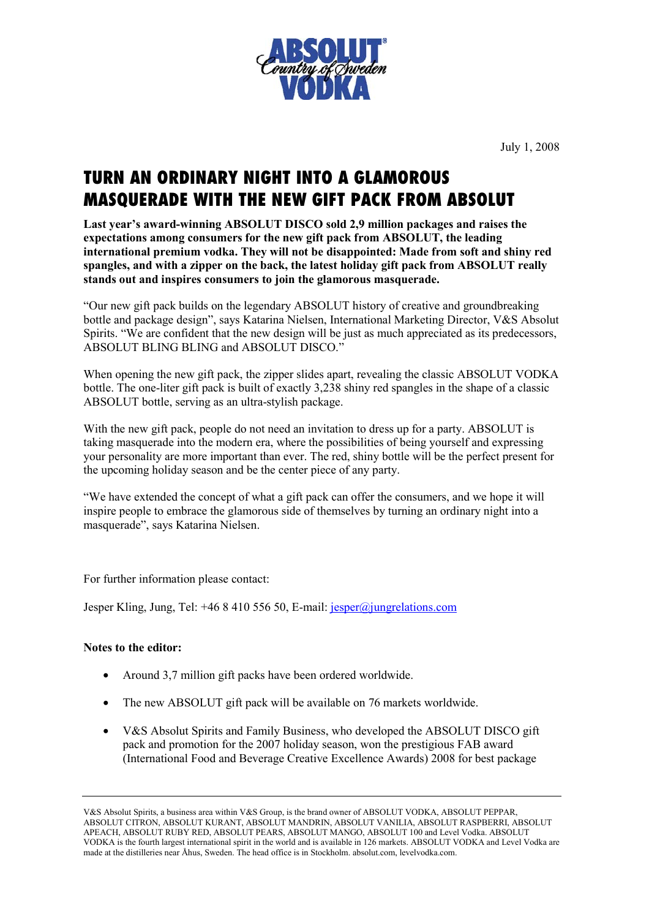ABSOLUT Country of Sweden VODKA

July 1, 2008

# TURN AN ORDINARY NIGHT INTO A GLAMOROUS MASQUERADE WITH THE NEW GIFT PACK FROM ABSOLUT

**Last year's award-winning ABSOLUT DISCO sold 2,9 million packages and raises the expectations among consumers for the new gift pack from ABSOLUT, the leading international premium vodka. They will not be disappointed: Made from soft and shiny red spangles, and with a zipper on the back, the latest holiday gift pack from ABSOLUT really stands out and inspires consumers to join the glamorous masquerade.**

"Our new gift pack builds on the legendary ABSOLUT history of creative and groundbreaking bottle and package design", says Katarina Nielsen, International Marketing Director, V&S Absolut Spirits. "We are confident that the new design will be just as much appreciated as its predecessors, ABSOLUT BLING BLING and ABSOLUT DISCO."

When opening the new gift pack, the zipper slides apart, revealing the classic ABSOLUT VODKA bottle. The one-liter gift pack is built of exactly 3,238 shiny red spangles in the shape of a classic ABSOLUT bottle, serving as an ultra-stylish package.

With the new gift pack, people do not need an invitation to dress up for a party. ABSOLUT is taking masquerade into the modern era, where the possibilities of being yourself and expressing your personality are more important than ever. The red, shiny bottle will be the perfect present for the upcoming holiday season and be the center piece of any party.

"We have extended the concept of what a gift pack can offer the consumers, and we hope it will inspire people to embrace the glamorous side of themselves by turning an ordinary night into a masquerade", says Katarina Nielsen.

For further information please contact:

Jesper Kling, Jung, Tel: +46 8 410 556 50, E-mail: jesper@jungrelations.com

**Notes to the editor:**

- Around 3,7 million gift packs have been ordered worldwide.
- The new ABSOLUT gift pack will be available on 76 markets worldwide.
- V&S Absolut Spirits and Family Business, who developed the ABSOLUT DISCO gift pack and promotion for the 2007 holiday season, won the prestigious FAB award (International Food and Beverage Creative Excellence Awards) 2008 for best package

---

V&S Absolut Spirits, a business area within V&S Group, is the brand owner of ABSOLUT VODKA, ABSOLUT PEPPAR, ABSOLUT CITRON, ABSOLUT KURANT, ABSOLUT MANDRIN, ABSOLUT VANILIA, ABSOLUT RASPBERRI, ABSOLUT APEACH, ABSOLUT RUBY RED, ABSOLUT PEARS, ABSOLUT MANGO, ABSOLUT 100 and Level Vodka. ABSOLUT VODKA is the fourth largest international spirit in the world and is available in 126 markets. ABSOLUT VODKA and Level Vodka are made at the distilleries near Åhus, Sweden. The head office is in Stockholm. absolut.com, levelvodka.com.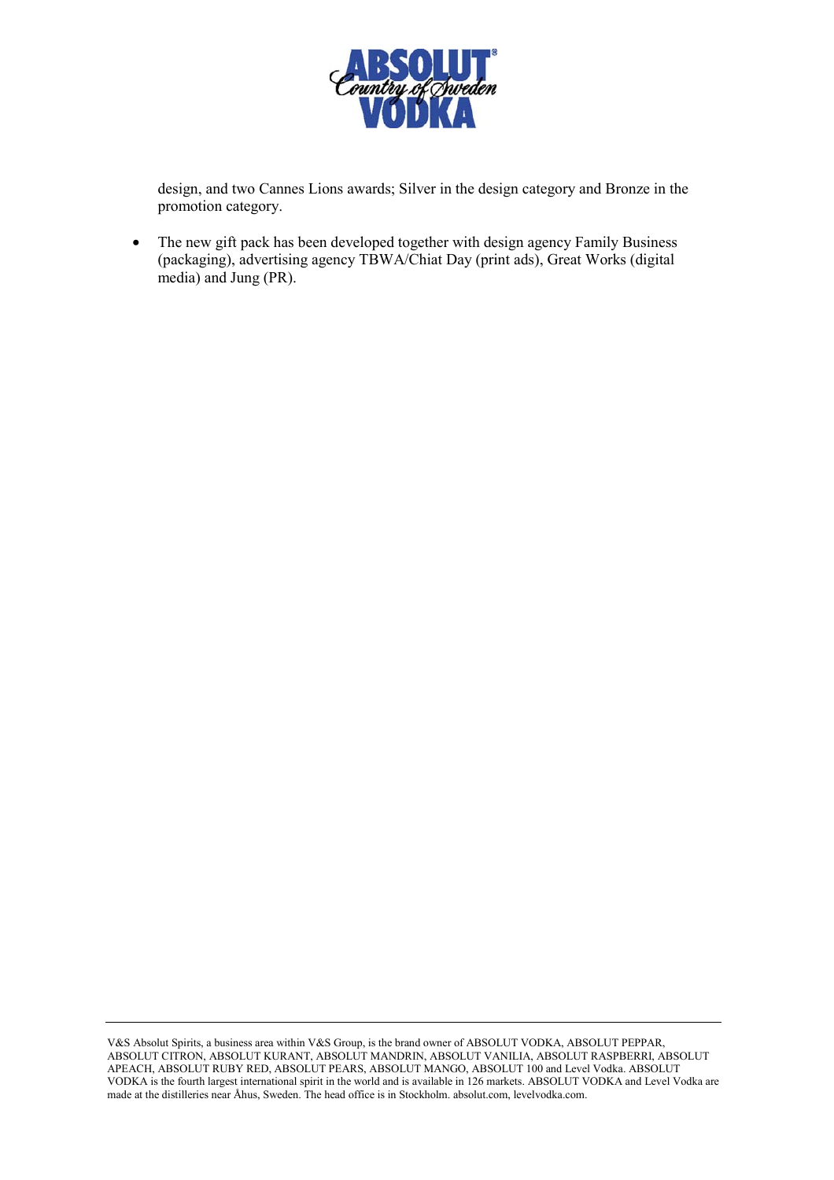design, and two Cannes Lions awards; Silver in the design category and Bronze in the promotion category.

- The new gift pack has been developed together with design agency Family Business (packaging), advertising agency TBWA/Chiat Day (print ads), Great Works (digital media) and Jung (PR).

---

V&S Absolut Spirits, a business area within V&S Group, is the brand owner of ABSOLUT VODKA, ABSOLUT PEPPAR, ABSOLUT CITRON, ABSOLUT KURANT, ABSOLUT MANDRIN, ABSOLUT VANILIA, ABSOLUT RASPBERRI, ABSOLUT APEACH, ABSOLUT RUBY RED, ABSOLUT PEARS, ABSOLUT MANGO, ABSOLUT 100 and Level Vodka. ABSOLUT VODKA is the fourth largest international spirit in the world and is available in 126 markets. ABSOLUT VODKA and Level Vodka are made at the distilleries near Åhus, Sweden. The head office is in Stockholm. absolut.com, levelvodka.com.